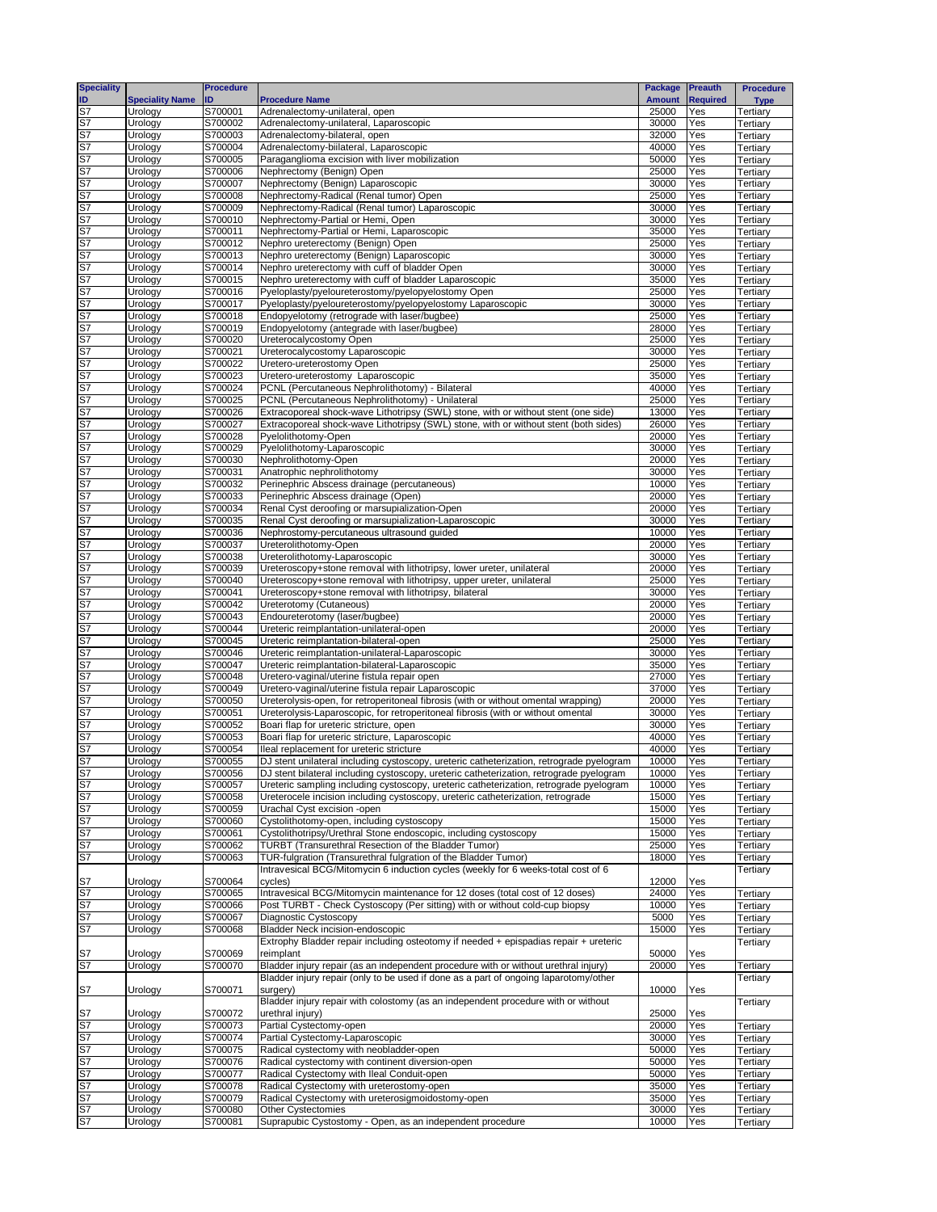| Speciality ID | Speciality Name | Procedure ID | Procedure Name | Package Amount | Preauth Required | Procedure Type |
|---|---|---|---|---|---|---|
| S7 | Urology | S700001 | Adrenalectomy-unilateral, open | 25000 | Yes | Tertiary |
| S7 | Urology | S700002 | Adrenalectomy-unilateral, Laparoscopic | 30000 | Yes | Tertiary |
| S7 | Urology | S700003 | Adrenalectomy-bilateral, open | 32000 | Yes | Tertiary |
| S7 | Urology | S700004 | Adrenalectomy-biilateral, Laparoscopic | 40000 | Yes | Tertiary |
| S7 | Urology | S700005 | Paraganglioma excision with liver mobilization | 50000 | Yes | Tertiary |
| S7 | Urology | S700006 | Nephrectomy (Benign) Open | 25000 | Yes | Tertiary |
| S7 | Urology | S700007 | Nephrectomy (Benign) Laparoscopic | 30000 | Yes | Tertiary |
| S7 | Urology | S700008 | Nephrectomy-Radical (Renal tumor) Open | 25000 | Yes | Tertiary |
| S7 | Urology | S700009 | Nephrectomy-Radical (Renal tumor) Laparoscopic | 30000 | Yes | Tertiary |
| S7 | Urology | S700010 | Nephrectomy-Partial or Hemi, Open | 30000 | Yes | Tertiary |
| S7 | Urology | S700011 | Nephrectomy-Partial or Hemi, Laparoscopic | 35000 | Yes | Tertiary |
| S7 | Urology | S700012 | Nephro ureterectomy (Benign) Open | 25000 | Yes | Tertiary |
| S7 | Urology | S700013 | Nephro ureterectomy (Benign) Laparoscopic | 30000 | Yes | Tertiary |
| S7 | Urology | S700014 | Nephro ureterectomy with cuff of bladder Open | 30000 | Yes | Tertiary |
| S7 | Urology | S700015 | Nephro ureterectomy with cuff of bladder Laparoscopic | 35000 | Yes | Tertiary |
| S7 | Urology | S700016 | Pyeloplasty/pyeloureterostomy/pyelopyelostomy Open | 25000 | Yes | Tertiary |
| S7 | Urology | S700017 | Pyeloplasty/pyeloureterostomy/pyelopyelostomy Laparoscopic | 30000 | Yes | Tertiary |
| S7 | Urology | S700018 | Endopyelotomy (retrograde with laser/bugbee) | 25000 | Yes | Tertiary |
| S7 | Urology | S700019 | Endopyelotomy (antegrade with laser/bugbee) | 28000 | Yes | Tertiary |
| S7 | Urology | S700020 | Ureterocalycostomy Open | 25000 | Yes | Tertiary |
| S7 | Urology | S700021 | Ureterocalycostomy Laparoscopic | 30000 | Yes | Tertiary |
| S7 | Urology | S700022 | Uretero-ureterostomy Open | 25000 | Yes | Tertiary |
| S7 | Urology | S700023 | Uretero-ureterostomy Laparoscopic | 35000 | Yes | Tertiary |
| S7 | Urology | S700024 | PCNL (Percutaneous Nephrolithotomy) - Bilateral | 40000 | Yes | Tertiary |
| S7 | Urology | S700025 | PCNL (Percutaneous Nephrolithotomy) - Unilateral | 25000 | Yes | Tertiary |
| S7 | Urology | S700026 | Extracoporeal shock-wave Lithotripsy (SWL) stone, with or without stent (one side) | 13000 | Yes | Tertiary |
| S7 | Urology | S700027 | Extracoporeal shock-wave Lithotripsy (SWL) stone, with or without stent (both sides) | 26000 | Yes | Tertiary |
| S7 | Urology | S700028 | Pyelolithotomy-Open | 20000 | Yes | Tertiary |
| S7 | Urology | S700029 | Pyelolithotomy-Laparoscopic | 30000 | Yes | Tertiary |
| S7 | Urology | S700030 | Nephrolithotomy-Open | 20000 | Yes | Tertiary |
| S7 | Urology | S700031 | Anatrophic nephrolithotomy | 30000 | Yes | Tertiary |
| S7 | Urology | S700032 | Perinephric Abscess drainage (percutaneous) | 10000 | Yes | Tertiary |
| S7 | Urology | S700033 | Perinephric Abscess drainage (Open) | 20000 | Yes | Tertiary |
| S7 | Urology | S700034 | Renal Cyst deroofing or marsupialization-Open | 20000 | Yes | Tertiary |
| S7 | Urology | S700035 | Renal Cyst deroofing or marsupialization-Laparoscopic | 30000 | Yes | Tertiary |
| S7 | Urology | S700036 | Nephrostomy-percutaneous ultrasound guided | 10000 | Yes | Tertiary |
| S7 | Urology | S700037 | Ureterolithotomy-Open | 20000 | Yes | Tertiary |
| S7 | Urology | S700038 | Ureterolithotomy-Laparoscopic | 30000 | Yes | Tertiary |
| S7 | Urology | S700039 | Ureteroscopy+stone removal with lithotripsy, lower ureter, unilateral | 20000 | Yes | Tertiary |
| S7 | Urology | S700040 | Ureteroscopy+stone removal with lithotripsy, upper ureter, unilateral | 25000 | Yes | Tertiary |
| S7 | Urology | S700041 | Ureteroscopy+stone removal with lithotripsy, bilateral | 30000 | Yes | Tertiary |
| S7 | Urology | S700042 | Ureterotomy (Cutaneous) | 20000 | Yes | Tertiary |
| S7 | Urology | S700043 | Endoureterotomy (laser/bugbee) | 20000 | Yes | Tertiary |
| S7 | Urology | S700044 | Ureteric reimplantation-unilateral-open | 20000 | Yes | Tertiary |
| S7 | Urology | S700045 | Ureteric reimplantation-bilateral-open | 25000 | Yes | Tertiary |
| S7 | Urology | S700046 | Ureteric reimplantation-unilateral-Laparoscopic | 30000 | Yes | Tertiary |
| S7 | Urology | S700047 | Ureteric reimplantation-bilateral-Laparoscopic | 35000 | Yes | Tertiary |
| S7 | Urology | S700048 | Uretero-vaginal/uterine fistula repair open | 27000 | Yes | Tertiary |
| S7 | Urology | S700049 | Uretero-vaginal/uterine fistula repair Laparoscopic | 37000 | Yes | Tertiary |
| S7 | Urology | S700050 | Ureterolysis-open, for retroperitoneal fibrosis (with or without omental wrapping) | 20000 | Yes | Tertiary |
| S7 | Urology | S700051 | Ureterolysis-Laparoscopic, for retroperitoneal fibrosis (with or without omental | 30000 | Yes | Tertiary |
| S7 | Urology | S700052 | Boari flap for ureteric stricture, open | 30000 | Yes | Tertiary |
| S7 | Urology | S700053 | Boari flap for ureteric stricture, Laparoscopic | 40000 | Yes | Tertiary |
| S7 | Urology | S700054 | Ileal replacement for ureteric stricture | 40000 | Yes | Tertiary |
| S7 | Urology | S700055 | DJ stent unilateral including cystoscopy, ureteric catheterization, retrograde pyelogram | 10000 | Yes | Tertiary |
| S7 | Urology | S700056 | DJ stent bilateral including cystoscopy, ureteric catheterization, retrograde pyelogram | 10000 | Yes | Tertiary |
| S7 | Urology | S700057 | Ureteric sampling including cystoscopy, ureteric catheterization, retrograde pyelogram | 10000 | Yes | Tertiary |
| S7 | Urology | S700058 | Ureterocele incision including cystoscopy, ureteric catheterization, retrograde | 15000 | Yes | Tertiary |
| S7 | Urology | S700059 | Urachal Cyst excision -open | 15000 | Yes | Tertiary |
| S7 | Urology | S700060 | Cystolithotomy-open, including cystoscopy | 15000 | Yes | Tertiary |
| S7 | Urology | S700061 | Cystolithotripsy/Urethral Stone endoscopic, including cystoscopy | 15000 | Yes | Tertiary |
| S7 | Urology | S700062 | TURBT (Transurethral Resection of the Bladder Tumor) | 25000 | Yes | Tertiary |
| S7 | Urology | S700063 | TUR-fulgration (Transurethral fulgration of the Bladder Tumor) | 18000 | Yes | Tertiary |
| S7 | Urology | S700064 | Intravesical BCG/Mitomycin 6 induction cycles (weekly for 6 weeks-total cost of 6 cycles) | 12000 | Yes | Tertiary |
| S7 | Urology | S700065 | Intravesical BCG/Mitomycin maintenance for 12 doses (total cost of 12 doses) | 24000 | Yes | Tertiary |
| S7 | Urology | S700066 | Post TURBT - Check Cystoscopy (Per sitting) with or without cold-cup biopsy | 10000 | Yes | Tertiary |
| S7 | Urology | S700067 | Diagnostic Cystoscopy | 5000 | Yes | Tertiary |
| S7 | Urology | S700068 | Bladder Neck incision-endoscopic | 15000 | Yes | Tertiary |
| S7 | Urology | S700069 | Extrophy Bladder repair including osteotomy if needed + epispadias repair + ureteric reimplant | 50000 | Yes | Tertiary |
| S7 | Urology | S700070 | Bladder injury repair (as an independent procedure with or without urethral injury) | 20000 | Yes | Tertiary |
| S7 | Urology | S700071 | Bladder injury repair (only to be used if done as a part of ongoing laparotomy/other surgery) | 10000 | Yes | Tertiary |
| S7 | Urology | S700072 | Bladder injury repair with colostomy (as an independent procedure with or without urethral injury) | 25000 | Yes | Tertiary |
| S7 | Urology | S700073 | Partial Cystectomy-open | 20000 | Yes | Tertiary |
| S7 | Urology | S700074 | Partial Cystectomy-Laparoscopic | 30000 | Yes | Tertiary |
| S7 | Urology | S700075 | Radical cystectomy with neobladder-open | 50000 | Yes | Tertiary |
| S7 | Urology | S700076 | Radical cystectomy with continent diversion-open | 50000 | Yes | Tertiary |
| S7 | Urology | S700077 | Radical Cystectomy with Ileal Conduit-open | 50000 | Yes | Tertiary |
| S7 | Urology | S700078 | Radical Cystectomy with ureterostomy-open | 35000 | Yes | Tertiary |
| S7 | Urology | S700079 | Radical Cystectomy with ureterosigmoidostomy-open | 35000 | Yes | Tertiary |
| S7 | Urology | S700080 | Other Cystectomies | 30000 | Yes | Tertiary |
| S7 | Urology | S700081 | Suprapubic Cystostomy - Open, as an independent procedure | 10000 | Yes | Tertiary |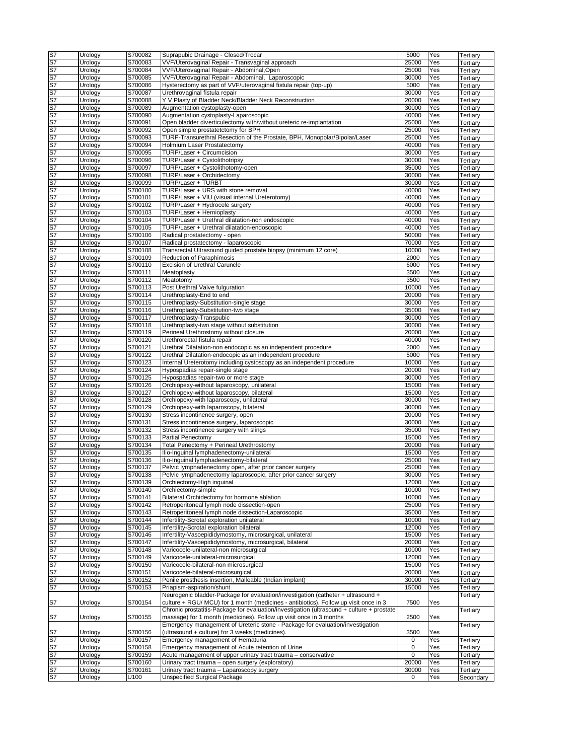| | | | | | | |
|---|---|---|---|---|---|---|
| S7 | Urology | S700082 | Suprapubic Drainage - Closed/Trocar | 5000 | Yes | Tertiary |
| S7 | Urology | S700083 | VVF/Uterovaginal Repair - Transvaginal approach | 25000 | Yes | Tertiary |
| S7 | Urology | S700084 | VVF/Uterovaginal Repair - Abdominal,Open | 25000 | Yes | Tertiary |
| S7 | Urology | S700085 | VVF/Uterovaginal Repair - Abdominal, Laparoscopic | 30000 | Yes | Tertiary |
| S7 | Urology | S700086 | Hysterectomy as part of VVF/uterovaginal fistula repair (top-up) | 5000 | Yes | Tertiary |
| S7 | Urology | S700087 | Urethrovaginal fistula repair | 30000 | Yes | Tertiary |
| S7 | Urology | S700088 | Y V Plasty of Bladder Neck/Bladder Neck Reconstruction | 20000 | Yes | Tertiary |
| S7 | Urology | S700089 | Augmentation cystoplasty-open | 30000 | Yes | Tertiary |
| S7 | Urology | S700090 | Augmentation cystoplasty-Laparoscopic | 40000 | Yes | Tertiary |
| S7 | Urology | S700091 | Open bladder diverticulectomy with/without ureteric re-implantation | 25000 | Yes | Tertiary |
| S7 | Urology | S700092 | Open simple prostatetctomy for BPH | 25000 | Yes | Tertiary |
| S7 | Urology | S700093 | TURP-Transurethral Resection of the Prostate, BPH, Monopolar/Bipolar/Laser | 25000 | Yes | Tertiary |
| S7 | Urology | S700094 | Holmium Laser Prostatectomy | 40000 | Yes | Tertiary |
| S7 | Urology | S700095 | TURP/Laser + Circumcision | 30000 | Yes | Tertiary |
| S7 | Urology | S700096 | TURP/Laser + Cystolithotripsy | 30000 | Yes | Tertiary |
| S7 | Urology | S700097 | TURP/Laser + Cystolithotomy-open | 35000 | Yes | Tertiary |
| S7 | Urology | S700098 | TURP/Laser + Orchidectomy | 30000 | Yes | Tertiary |
| S7 | Urology | S700099 | TURP/Laser + TURBT | 30000 | Yes | Tertiary |
| S7 | Urology | S700100 | TURP/Laser + URS with stone removal | 40000 | Yes | Tertiary |
| S7 | Urology | S700101 | TURP/Laser + VIU (visual internal Ureterotomy) | 40000 | Yes | Tertiary |
| S7 | Urology | S700102 | TURP/Laser + Hydrocele surgery | 40000 | Yes | Tertiary |
| S7 | Urology | S700103 | TURP/Laser + Hernioplasty | 40000 | Yes | Tertiary |
| S7 | Urology | S700104 | TURP/Laser + Urethral dilatation-non endoscopic | 40000 | Yes | Tertiary |
| S7 | Urology | S700105 | TURP/Laser + Urethral dilatation-endoscopic | 40000 | Yes | Tertiary |
| S7 | Urology | S700106 | Radical prostatectomy - open | 50000 | Yes | Tertiary |
| S7 | Urology | S700107 | Radical prostatectomy - laparoscopic | 70000 | Yes | Tertiary |
| S7 | Urology | S700108 | Transrectal Ultrasound guided prostate biopsy (minimum 12 core) | 10000 | Yes | Tertiary |
| S7 | Urology | S700109 | Reduction of Paraphimosis | 2000 | Yes | Tertiary |
| S7 | Urology | S700110 | Excision of Urethral Caruncle | 6000 | Yes | Tertiary |
| S7 | Urology | S700111 | Meatoplasty | 3500 | Yes | Tertiary |
| S7 | Urology | S700112 | Meatotomy | 3500 | Yes | Tertiary |
| S7 | Urology | S700113 | Post Urethral Valve fulguration | 10000 | Yes | Tertiary |
| S7 | Urology | S700114 | Urethroplasty-End to end | 20000 | Yes | Tertiary |
| S7 | Urology | S700115 | Urethroplasty-Substitution-single stage | 30000 | Yes | Tertiary |
| S7 | Urology | S700116 | Urethroplasty-Substitution-two stage | 35000 | Yes | Tertiary |
| S7 | Urology | S700117 | Urethroplasty-Transpubic | 30000 | Yes | Tertiary |
| S7 | Urology | S700118 | Urethroplasty-two stage without substitution | 30000 | Yes | Tertiary |
| S7 | Urology | S700119 | Perineal Urethrostomy without closure | 20000 | Yes | Tertiary |
| S7 | Urology | S700120 | Urethrorectal fistula repair | 40000 | Yes | Tertiary |
| S7 | Urology | S700121 | Urethral Dilatation-non endocopic as an independent procedure | 2000 | Yes | Tertiary |
| S7 | Urology | S700122 | Urethral Dilatation-endocopic as an independent procedure | 5000 | Yes | Tertiary |
| S7 | Urology | S700123 | Internal Ureterotomy including cystoscopy as an independent procedure | 10000 | Yes | Tertiary |
| S7 | Urology | S700124 | Hypospadias repair-single stage | 20000 | Yes | Tertiary |
| S7 | Urology | S700125 | Hypospadias repair-two or more stage | 30000 | Yes | Tertiary |
| S7 | Urology | S700126 | Orchiopexy-without laparoscopy, unilateral | 15000 | Yes | Tertiary |
| S7 | Urology | S700127 | Orchiopexy-without laparoscopy, bilateral | 15000 | Yes | Tertiary |
| S7 | Urology | S700128 | Orchiopexy-with laparoscopy, unilateral | 30000 | Yes | Tertiary |
| S7 | Urology | S700129 | Orchiopexy-with laparoscopy, bilateral | 30000 | Yes | Tertiary |
| S7 | Urology | S700130 | Stress incontinence surgery, open | 20000 | Yes | Tertiary |
| S7 | Urology | S700131 | Stress incontinence surgery, laparoscopic | 30000 | Yes | Tertiary |
| S7 | Urology | S700132 | Stress incontinence surgery with slings | 35000 | Yes | Tertiary |
| S7 | Urology | S700133 | Partial Penectomy | 15000 | Yes | Tertiary |
| S7 | Urology | S700134 | Total Penectomy + Perineal Urethrostomy | 20000 | Yes | Tertiary |
| S7 | Urology | S700135 | Ilio-Inguinal lymphadenectomy-unilateral | 15000 | Yes | Tertiary |
| S7 | Urology | S700136 | Ilio-Inguinal lymphadenectomy-bilateral | 25000 | Yes | Tertiary |
| S7 | Urology | S700137 | Pelvic lymphadenectomy open, after prior cancer surgery | 25000 | Yes | Tertiary |
| S7 | Urology | S700138 | Pelvic lymphadenectomy laparoscopic, after prior cancer surgery | 30000 | Yes | Tertiary |
| S7 | Urology | S700139 | Orchiectomy-High inguinal | 12000 | Yes | Tertiary |
| S7 | Urology | S700140 | Orchiectomy-simple | 10000 | Yes | Tertiary |
| S7 | Urology | S700141 | Bilateral Orchidectomy for hormone ablation | 10000 | Yes | Tertiary |
| S7 | Urology | S700142 | Retroperitoneal lymph node dissection-open | 25000 | Yes | Tertiary |
| S7 | Urology | S700143 | Retroperitoneal lymph node dissection-Laparoscopic | 35000 | Yes | Tertiary |
| S7 | Urology | S700144 | Infertility-Scrotal exploration unilateral | 10000 | Yes | Tertiary |
| S7 | Urology | S700145 | Infertility-Scrotal exploration bilateral | 12000 | Yes | Tertiary |
| S7 | Urology | S700146 | Infertility-Vasoepididymostomy, microsurgical, unilateral | 15000 | Yes | Tertiary |
| S7 | Urology | S700147 | Infertility-Vasoepididymostomy, microsurgical, bilateral | 20000 | Yes | Tertiary |
| S7 | Urology | S700148 | Varicocele-unilateral-non microsurgical | 10000 | Yes | Tertiary |
| S7 | Urology | S700149 | Varicocele-unilateral-microsurgical | 12000 | Yes | Tertiary |
| S7 | Urology | S700150 | Varicocele-bilateral-non microsurgical | 15000 | Yes | Tertiary |
| S7 | Urology | S700151 | Varicocele-bilateral-microsurgical | 20000 | Yes | Tertiary |
| S7 | Urology | S700152 | Penile prosthesis insertion, Malleable (Indian implant) | 30000 | Yes | Tertiary |
| S7 | Urology | S700153 | Priapism-aspiration/shunt | 15000 | Yes | Tertiary |
| S7 | Urology | S700154 | Neurogenic bladder-Package for evaluation/investigation (catheter + ultrasound + culture + RGU/ MCU) for 1 month (medicines - antibiotics). Follow up visit once in 3 | 7500 | Yes | Tertiary |
| S7 | Urology | S700155 | Chronic prostatitis-Package for evaluation/investigation (ultrasound + culture + prostate massage) for 1 month (medicines). Follow up visit once in 3 months | 2500 | Yes | Tertiary |
| S7 | Urology | S700156 | Emergency management of Ureteric stone - Package for evaluation/investigation (ultrasound + culture) for 3 weeks (medicines). | 3500 | Yes | Tertiary |
| S7 | Urology | S700157 | Emergency management of Hematuria | 0 | Yes | Tertiary |
| S7 | Urology | S700158 | Emergency management of Acute retention of Urine | 0 | Yes | Tertiary |
| S7 | Urology | S700159 | Acute management of upper urinary tract trauma – conservative | 0 | Yes | Tertiary |
| S7 | Urology | S700160 | Urinary tract trauma – open surgery (exploratory) | 20000 | Yes | Tertiary |
| S7 | Urology | S700161 | Urinary tract trauma – Laparoscopy surgery | 30000 | Yes | Tertiary |
| S7 | Urology | U100 | Unspecified Surgical Package | 0 | Yes | Secondary |